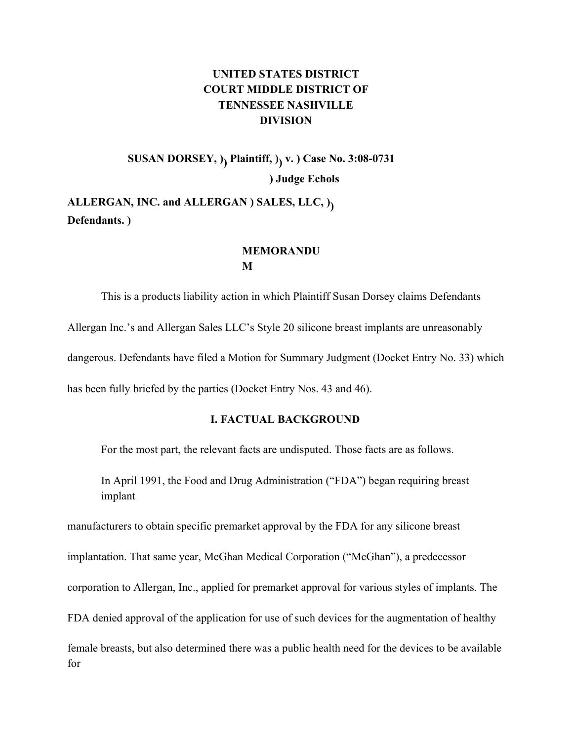**UNITED STATES DISTRICT COURT MIDDLE DISTRICT OF TENNESSEE NASHVILLE DIVISION**

**SUSAN DORSEY, ) Plaintiff, ) v. ) Case No. 3:08-0731**

**) Judge Echols**

**ALLERGAN, INC. and ALLERGAN ) SALES, LLC, ) Defendants. )**

**MEMORANDUM**

This is a products liability action in which Plaintiff Susan Dorsey claims Defendants Allergan Inc.'s and Allergan Sales LLC's Style 20 silicone breast implants are unreasonably dangerous. Defendants have filed a Motion for Summary Judgment (Docket Entry No. 33) which has been fully briefed by the parties (Docket Entry Nos. 43 and 46).

## I. FACTUAL BACKGROUND

For the most part, the relevant facts are undisputed. Those facts are as follows.

In April 1991, the Food and Drug Administration ("FDA") began requiring breast implant manufacturers to obtain specific premarket approval by the FDA for any silicone breast implantation. That same year, McGhan Medical Corporation ("McGhan"), a predecessor corporation to Allergan, Inc., applied for premarket approval for various styles of implants. The FDA denied approval of the application for use of such devices for the augmentation of healthy female breasts, but also determined there was a public health need for the devices to be available for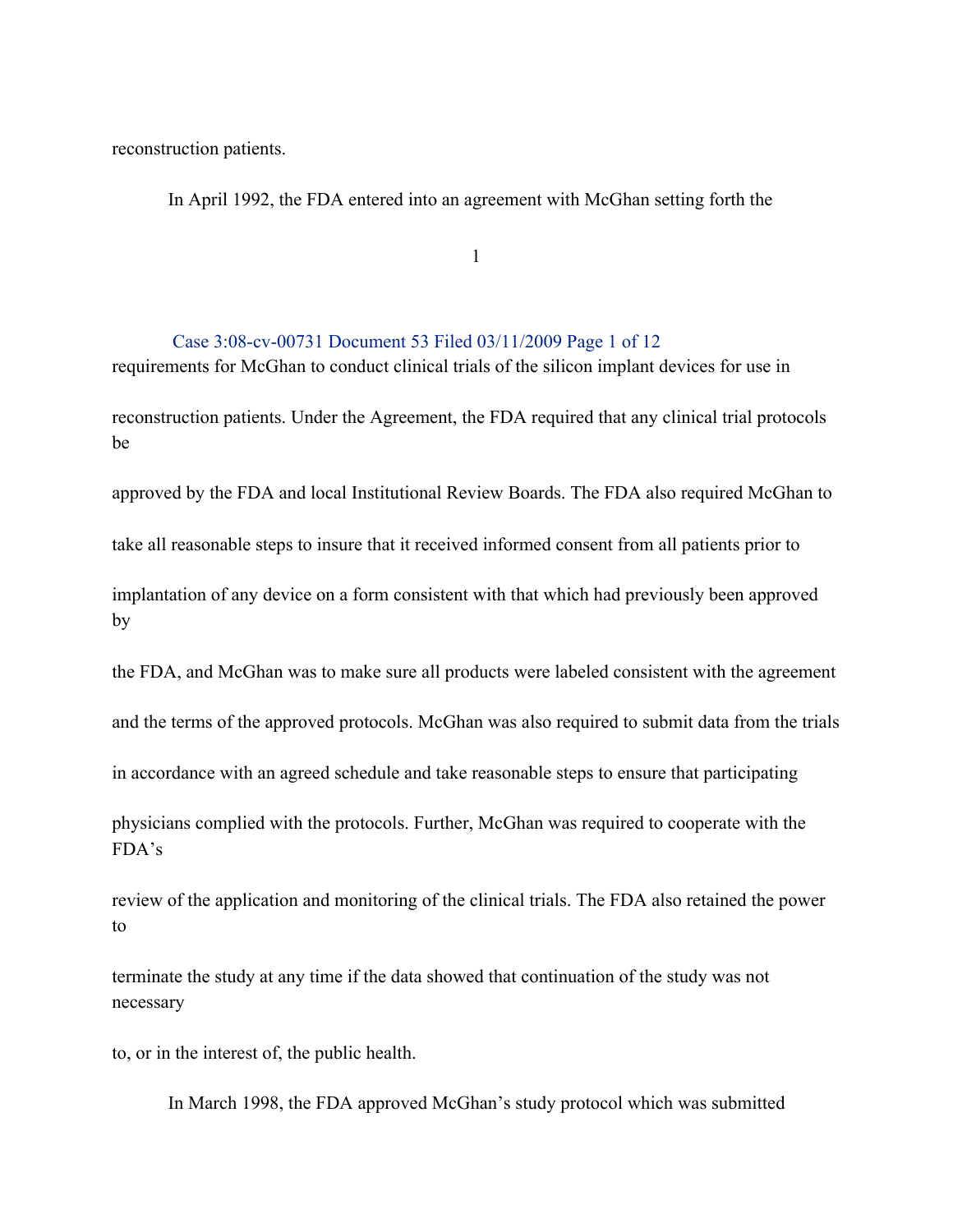reconstruction patients.

In April 1992, the FDA entered into an agreement with McGhan setting forth the

requirements for McGhan to conduct clinical trials of the silicon implant devices for use in reconstruction patients. Under the Agreement, the FDA required that any clinical trial protocols be approved by the FDA and local Institutional Review Boards. The FDA also required McGhan to take all reasonable steps to insure that it received informed consent from all patients prior to implantation of any device on a form consistent with that which had previously been approved by the FDA, and McGhan was to make sure all products were labeled consistent with the agreement and the terms of the approved protocols. McGhan was also required to submit data from the trials in accordance with an agreed schedule and take reasonable steps to ensure that participating physicians complied with the protocols. Further, McGhan was required to cooperate with the FDA's review of the application and monitoring of the clinical trials. The FDA also retained the power to terminate the study at any time if the data showed that continuation of the study was not necessary to, or in the interest of, the public health.

In March 1998, the FDA approved McGhan's study protocol which was submitted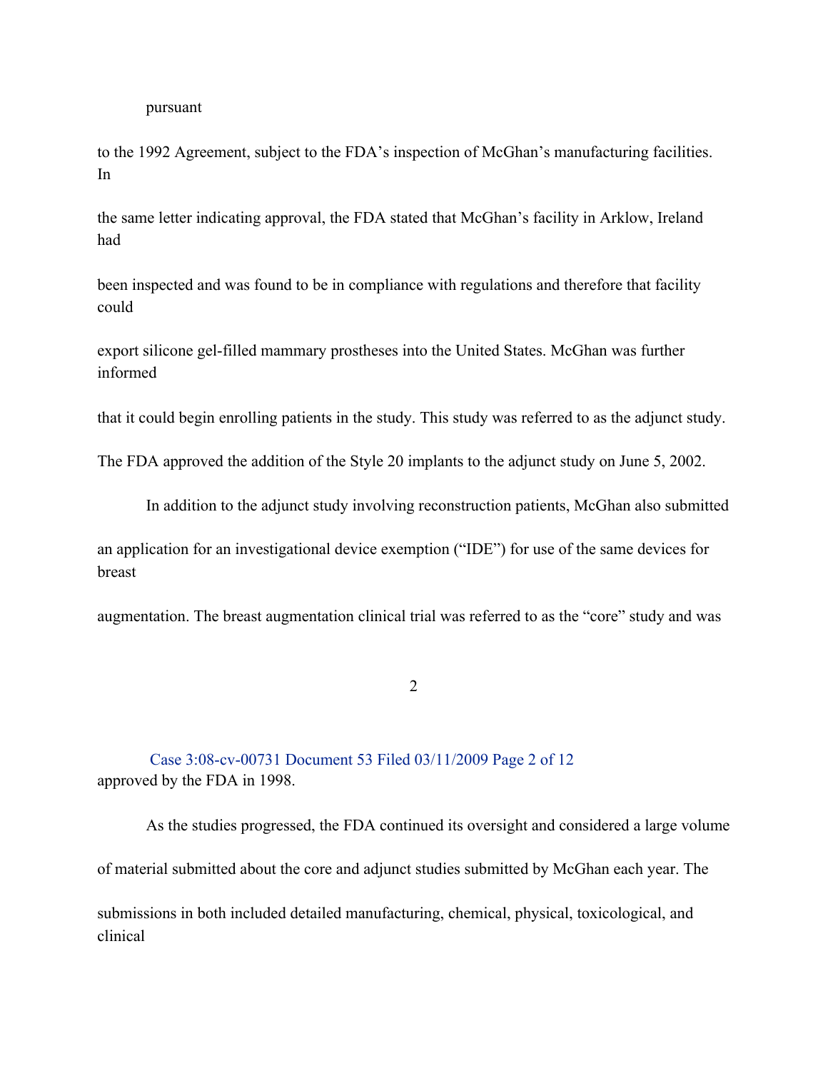pursuant to the 1992 Agreement, subject to the FDA's inspection of McGhan's manufacturing facilities. In the same letter indicating approval, the FDA stated that McGhan's facility in Arklow, Ireland had been inspected and was found to be in compliance with regulations and therefore that facility could export silicone gel-filled mammary prostheses into the United States. McGhan was further informed that it could begin enrolling patients in the study. This study was referred to as the adjunct study. The FDA approved the addition of the Style 20 implants to the adjunct study on June 5, 2002.

In addition to the adjunct study involving reconstruction patients, McGhan also submitted an application for an investigational device exemption ("IDE") for use of the same devices for breast augmentation. The breast augmentation clinical trial was referred to as the "core" study and was approved by the FDA in 1998.

As the studies progressed, the FDA continued its oversight and considered a large volume of material submitted about the core and adjunct studies submitted by McGhan each year. The submissions in both included detailed manufacturing, chemical, physical, toxicological, and clinical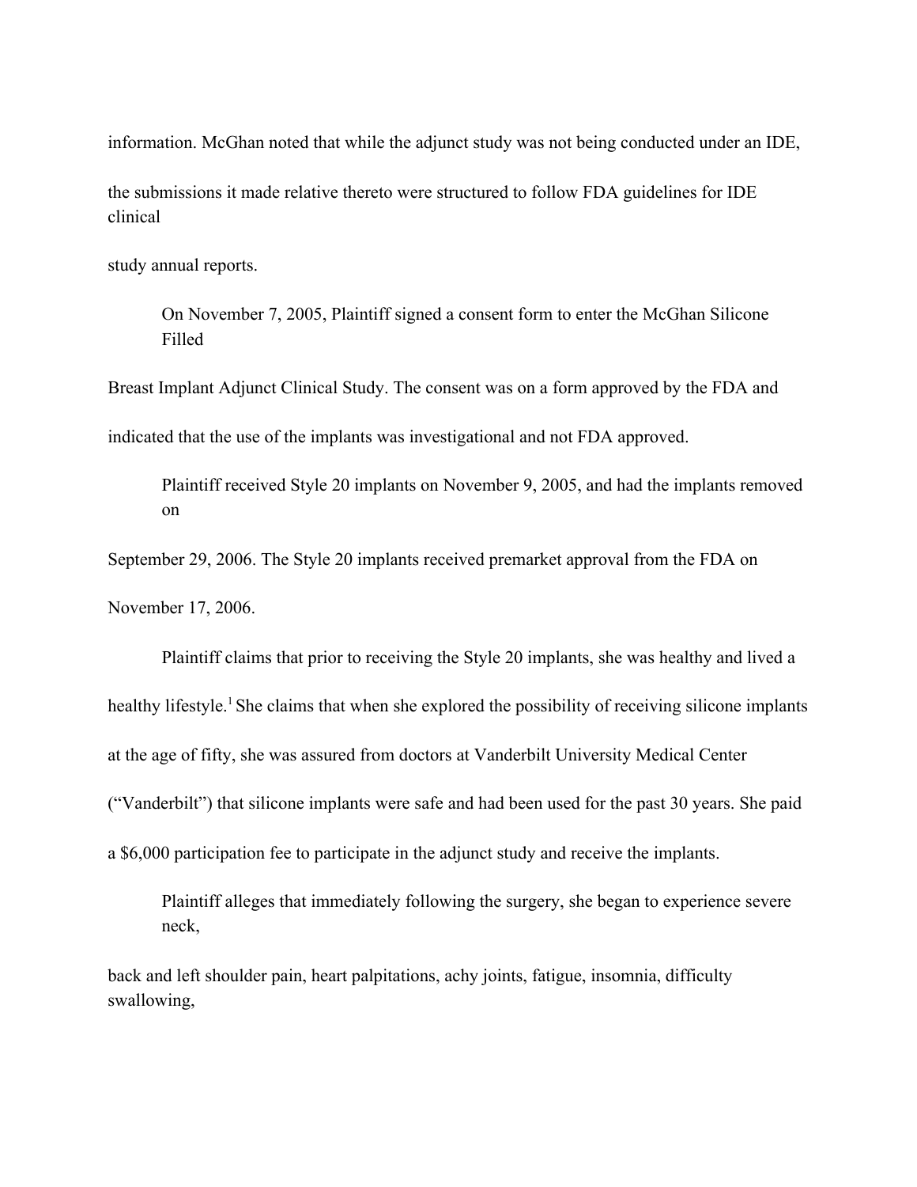information. McGhan noted that while the adjunct study was not being conducted under an IDE, the submissions it made relative thereto were structured to follow FDA guidelines for IDE clinical study annual reports.

On November 7, 2005, Plaintiff signed a consent form to enter the McGhan Silicone Filled Breast Implant Adjunct Clinical Study. The consent was on a form approved by the FDA and indicated that the use of the implants was investigational and not FDA approved.

Plaintiff received Style 20 implants on November 9, 2005, and had the implants removed on September 29, 2006. The Style 20 implants received premarket approval from the FDA on November 17, 2006.

Plaintiff claims that prior to receiving the Style 20 implants, she was healthy and lived a healthy lifestyle.[1] She claims that when she explored the possibility of receiving silicone implants at the age of fifty, she was assured from doctors at Vanderbilt University Medical Center ("Vanderbilt") that silicone implants were safe and had been used for the past 30 years. She paid a $6,000 participation fee to participate in the adjunct study and receive the implants.

Plaintiff alleges that immediately following the surgery, she began to experience severe neck, back and left shoulder pain, heart palpitations, achy joints, fatigue, insomnia, difficulty swallowing,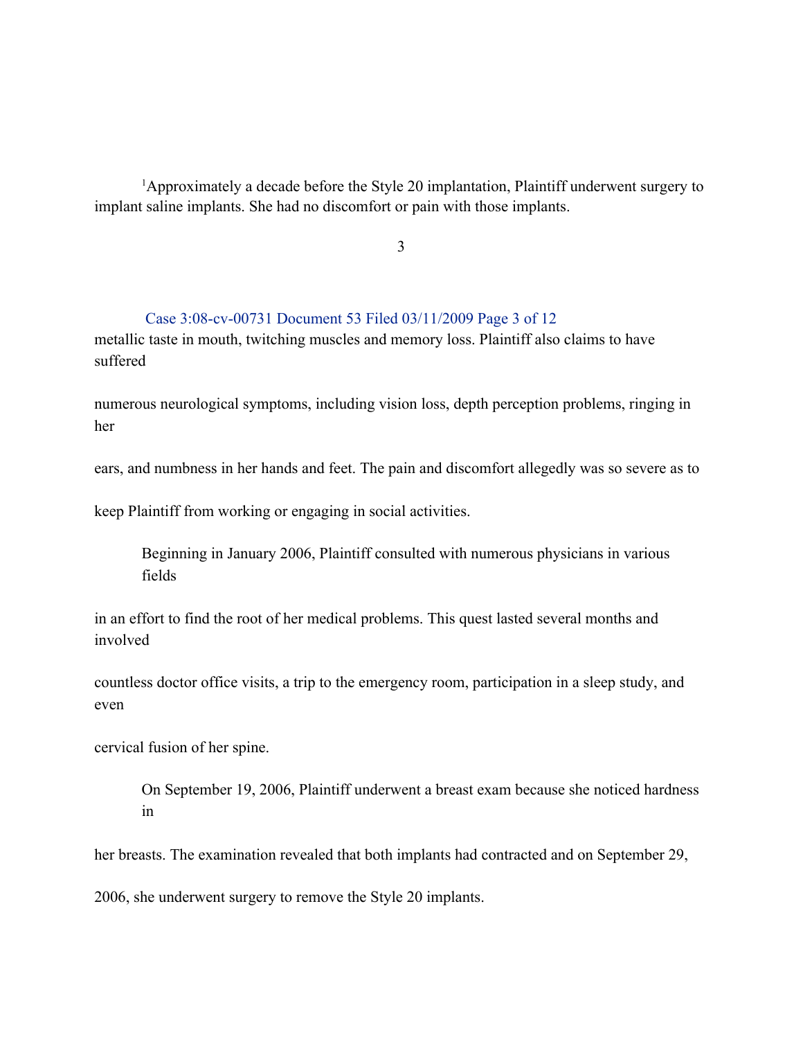[1]Approximately a decade before the Style 20 implantation, Plaintiff underwent surgery to implant saline implants. She had no discomfort or pain with those implants.

metallic taste in mouth, twitching muscles and memory loss. Plaintiff also claims to have suffered numerous neurological symptoms, including vision loss, depth perception problems, ringing in her ears, and numbness in her hands and feet. The pain and discomfort allegedly was so severe as to keep Plaintiff from working or engaging in social activities.

Beginning in January 2006, Plaintiff consulted with numerous physicians in various fields in an effort to find the root of her medical problems. This quest lasted several months and involved countless doctor office visits, a trip to the emergency room, participation in a sleep study, and even cervical fusion of her spine.

On September 19, 2006, Plaintiff underwent a breast exam because she noticed hardness in her breasts. The examination revealed that both implants had contracted and on September 29, 2006, she underwent surgery to remove the Style 20 implants.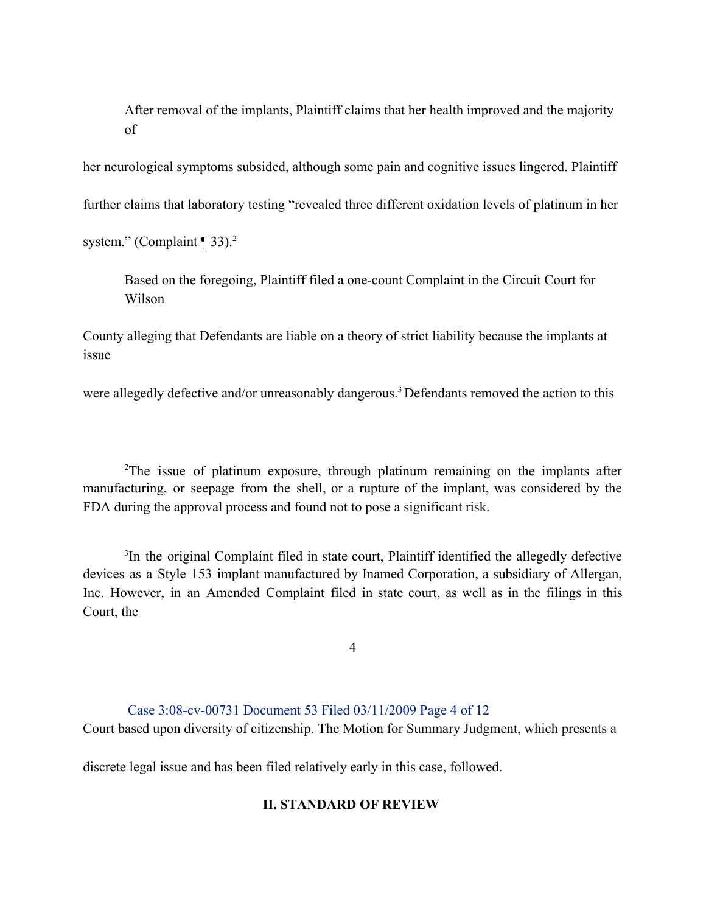After removal of the implants, Plaintiff claims that her health improved and the majority of her neurological symptoms subsided, although some pain and cognitive issues lingered. Plaintiff further claims that laboratory testing "revealed three different oxidation levels of platinum in her system." (Complaint ¶ 33).[2]

Based on the foregoing, Plaintiff filed a one-count Complaint in the Circuit Court for Wilson County alleging that Defendants are liable on a theory of strict liability because the implants at issue were allegedly defective and/or unreasonably dangerous.[3] Defendants removed the action to this Court based upon diversity of citizenship. The Motion for Summary Judgment, which presents a discrete legal issue and has been filed relatively early in this case, followed.

[2]The issue of platinum exposure, through platinum remaining on the implants after manufacturing, or seepage from the shell, or a rupture of the implant, was considered by the FDA during the approval process and found not to pose a significant risk.

[3]In the original Complaint filed in state court, Plaintiff identified the allegedly defective devices as a Style 153 implant manufactured by Inamed Corporation, a subsidiary of Allergan, Inc. However, in an Amended Complaint filed in state court, as well as in the filings in this Court, the

## II. STANDARD OF REVIEW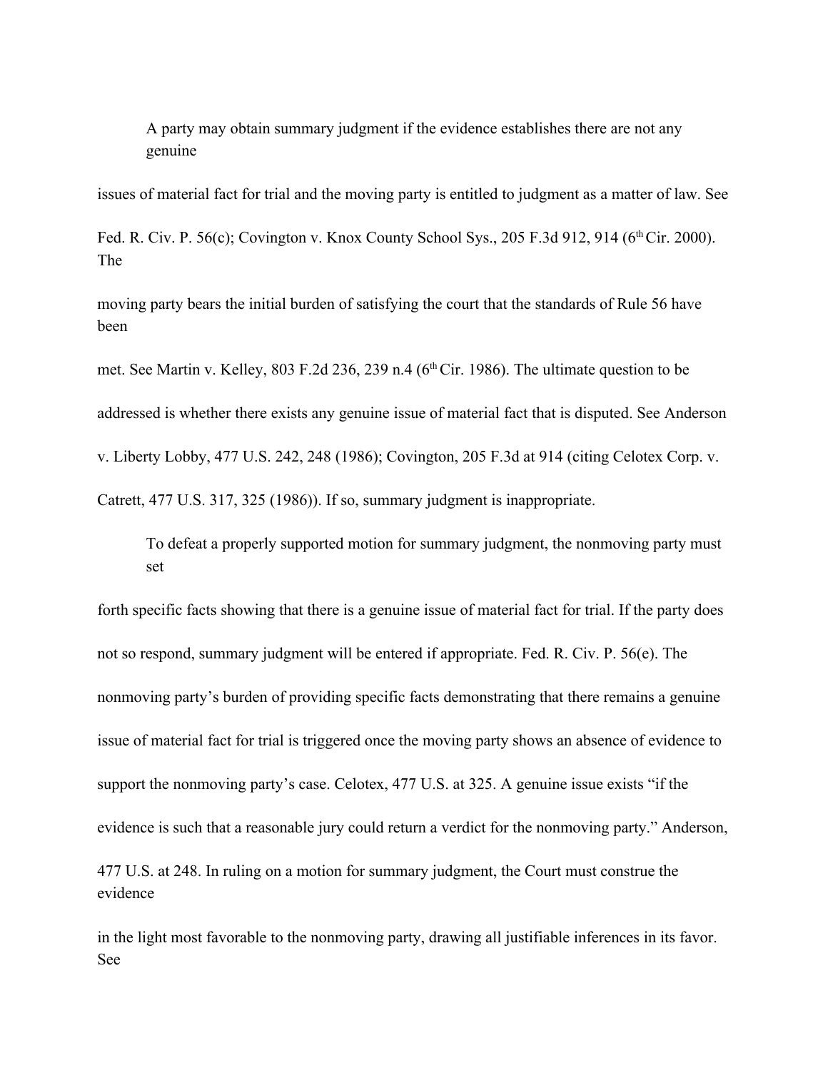A party may obtain summary judgment if the evidence establishes there are not any genuine issues of material fact for trial and the moving party is entitled to judgment as a matter of law. See Fed. R. Civ. P. 56(c); Covington v. Knox County School Sys., 205 F.3d 912, 914 (6th Cir. 2000). The moving party bears the initial burden of satisfying the court that the standards of Rule 56 have been met. See Martin v. Kelley, 803 F.2d 236, 239 n.4 (6th Cir. 1986). The ultimate question to be addressed is whether there exists any genuine issue of material fact that is disputed. See Anderson v. Liberty Lobby, 477 U.S. 242, 248 (1986); Covington, 205 F.3d at 914 (citing Celotex Corp. v. Catrett, 477 U.S. 317, 325 (1986)). If so, summary judgment is inappropriate.

To defeat a properly supported motion for summary judgment, the nonmoving party must set forth specific facts showing that there is a genuine issue of material fact for trial. If the party does not so respond, summary judgment will be entered if appropriate. Fed. R. Civ. P. 56(e). The nonmoving party's burden of providing specific facts demonstrating that there remains a genuine issue of material fact for trial is triggered once the moving party shows an absence of evidence to support the nonmoving party's case. Celotex, 477 U.S. at 325. A genuine issue exists "if the evidence is such that a reasonable jury could return a verdict for the nonmoving party." Anderson, 477 U.S. at 248. In ruling on a motion for summary judgment, the Court must construe the evidence in the light most favorable to the nonmoving party, drawing all justifiable inferences in its favor. See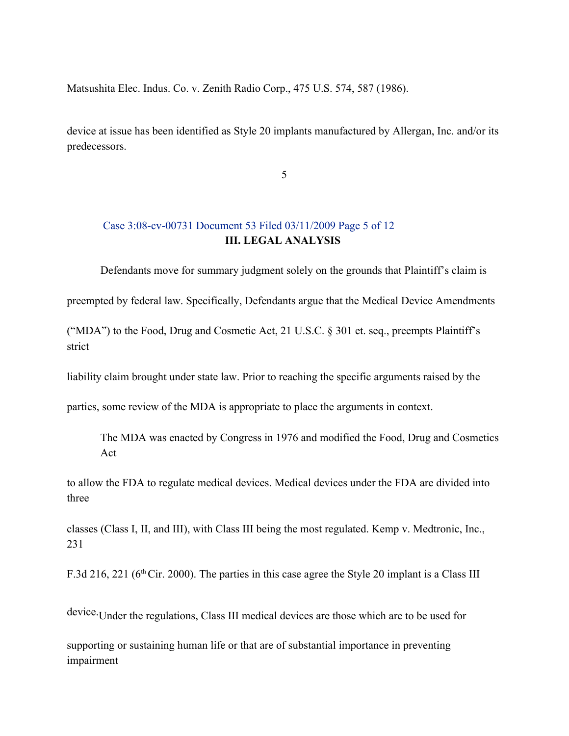Matsushita Elec. Indus. Co. v. Zenith Radio Corp., 475 U.S. 574, 587 (1986).

device at issue has been identified as Style 20 implants manufactured by Allergan, Inc. and/or its predecessors.

## III. LEGAL ANALYSIS

Defendants move for summary judgment solely on the grounds that Plaintiff's claim is preempted by federal law. Specifically, Defendants argue that the Medical Device Amendments ("MDA") to the Food, Drug and Cosmetic Act, 21 U.S.C. § 301 et. seq., preempts Plaintiff's strict liability claim brought under state law. Prior to reaching the specific arguments raised by the parties, some review of the MDA is appropriate to place the arguments in context.

The MDA was enacted by Congress in 1976 and modified the Food, Drug and Cosmetics Act to allow the FDA to regulate medical devices. Medical devices under the FDA are divided into three classes (Class I, II, and III), with Class III being the most regulated. Kemp v. Medtronic, Inc., 231 F.3d 216, 221 (6th Cir. 2000). The parties in this case agree the Style 20 implant is a Class III device. Under the regulations, Class III medical devices are those which are to be used for supporting or sustaining human life or that are of substantial importance in preventing impairment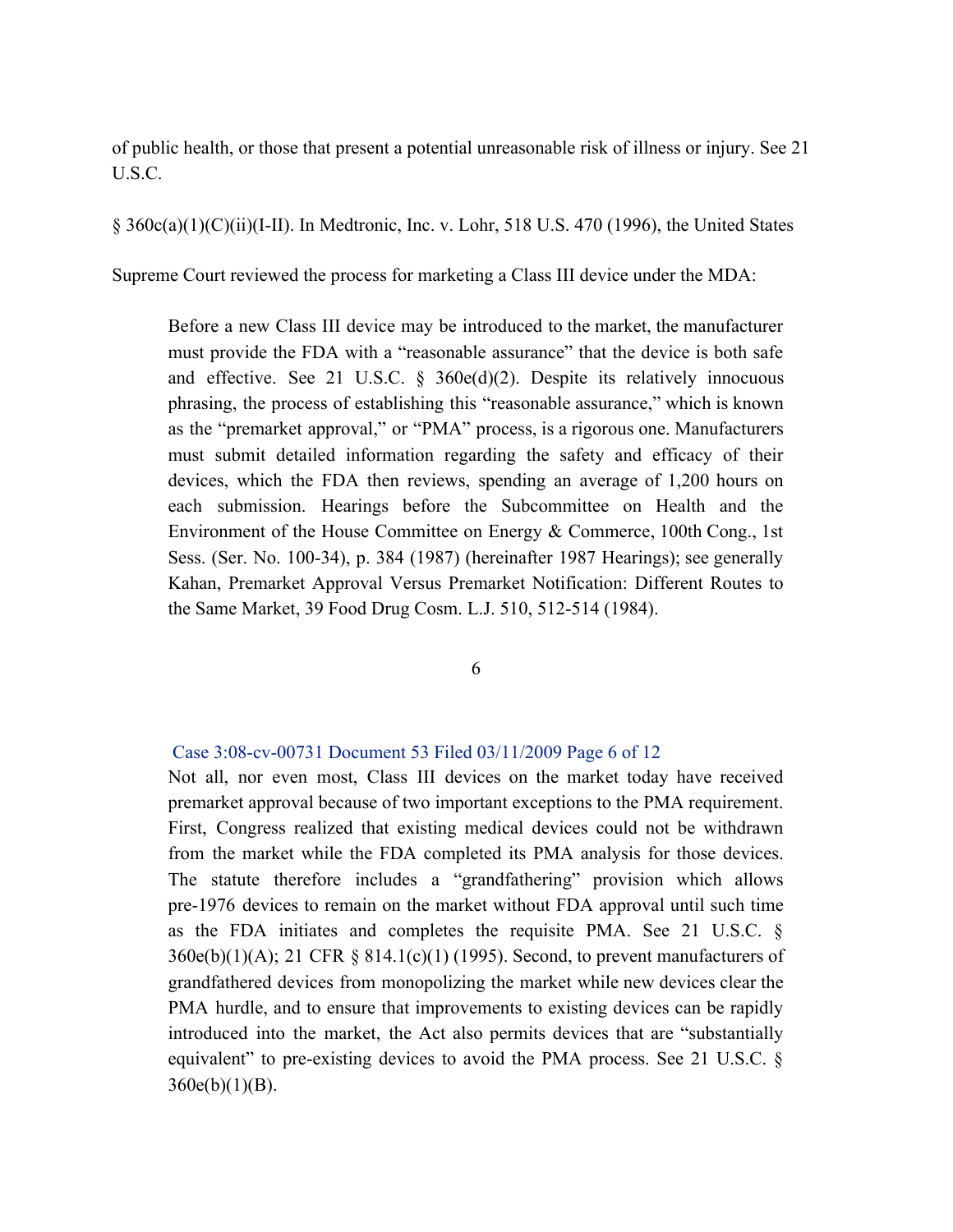of public health, or those that present a potential unreasonable risk of illness or injury. See 21 U.S.C.

§ 360c(a)(1)(C)(ii)(I-II). In Medtronic, Inc. v. Lohr, 518 U.S. 470 (1996), the United States

Supreme Court reviewed the process for marketing a Class III device under the MDA:

> Before a new Class III device may be introduced to the market, the manufacturer must provide the FDA with a "reasonable assurance" that the device is both safe and effective. See 21 U.S.C. § 360e(d)(2). Despite its relatively innocuous phrasing, the process of establishing this "reasonable assurance," which is known as the "premarket approval," or "PMA" process, is a rigorous one. Manufacturers must submit detailed information regarding the safety and efficacy of their devices, which the FDA then reviews, spending an average of 1,200 hours on each submission. Hearings before the Subcommittee on Health and the Environment of the House Committee on Energy & Commerce, 100th Cong., 1st Sess. (Ser. No. 100-34), p. 384 (1987) (hereinafter 1987 Hearings); see generally Kahan, Premarket Approval Versus Premarket Notification: Different Routes to the Same Market, 39 Food Drug Cosm. L.J. 510, 512-514 (1984).
>
> Not all, nor even most, Class III devices on the market today have received premarket approval because of two important exceptions to the PMA requirement. First, Congress realized that existing medical devices could not be withdrawn from the market while the FDA completed its PMA analysis for those devices. The statute therefore includes a "grandfathering" provision which allows pre-1976 devices to remain on the market without FDA approval until such time as the FDA initiates and completes the requisite PMA. See 21 U.S.C. § 360e(b)(1)(A); 21 CFR § 814.1(c)(1) (1995). Second, to prevent manufacturers of grandfathered devices from monopolizing the market while new devices clear the PMA hurdle, and to ensure that improvements to existing devices can be rapidly introduced into the market, the Act also permits devices that are "substantially equivalent" to pre-existing devices to avoid the PMA process. See 21 U.S.C. § 360e(b)(1)(B).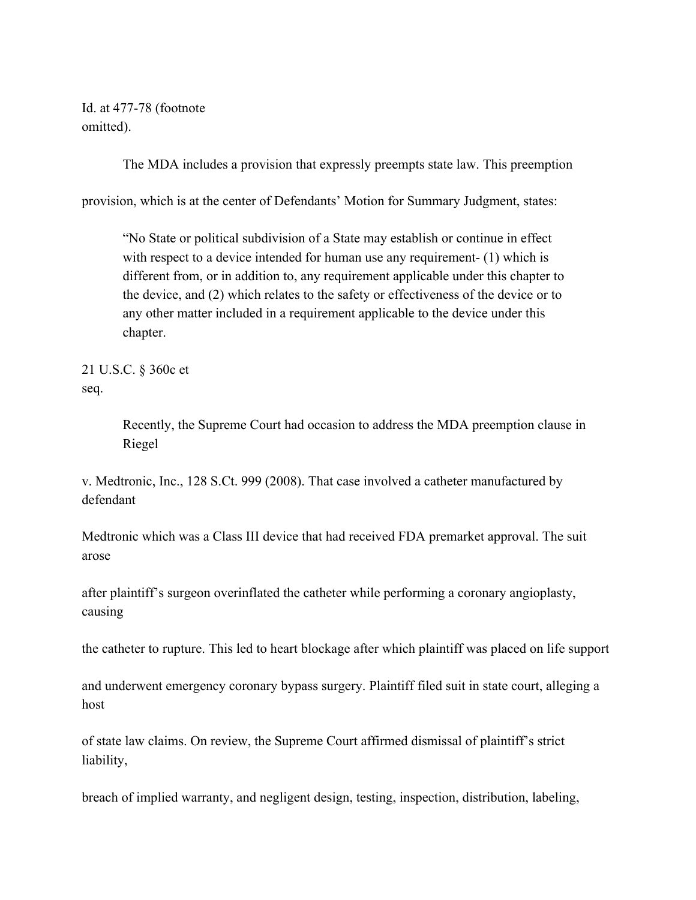Id. at 477-78 (footnote omitted).

The MDA includes a provision that expressly preempts state law. This preemption provision, which is at the center of Defendants' Motion for Summary Judgment, states:

> "No State or political subdivision of a State may establish or continue in effect with respect to a device intended for human use any requirement- (1) which is different from, or in addition to, any requirement applicable under this chapter to the device, and (2) which relates to the safety or effectiveness of the device or to any other matter included in a requirement applicable to the device under this chapter.

21 U.S.C. § 360c et seq.

Recently, the Supreme Court had occasion to address the MDA preemption clause in Riegel v. Medtronic, Inc., 128 S.Ct. 999 (2008). That case involved a catheter manufactured by defendant Medtronic which was a Class III device that had received FDA premarket approval. The suit arose after plaintiff's surgeon overinflated the catheter while performing a coronary angioplasty, causing the catheter to rupture. This led to heart blockage after which plaintiff was placed on life support and underwent emergency coronary bypass surgery. Plaintiff filed suit in state court, alleging a host of state law claims. On review, the Supreme Court affirmed dismissal of plaintiff's strict liability, breach of implied warranty, and negligent design, testing, inspection, distribution, labeling,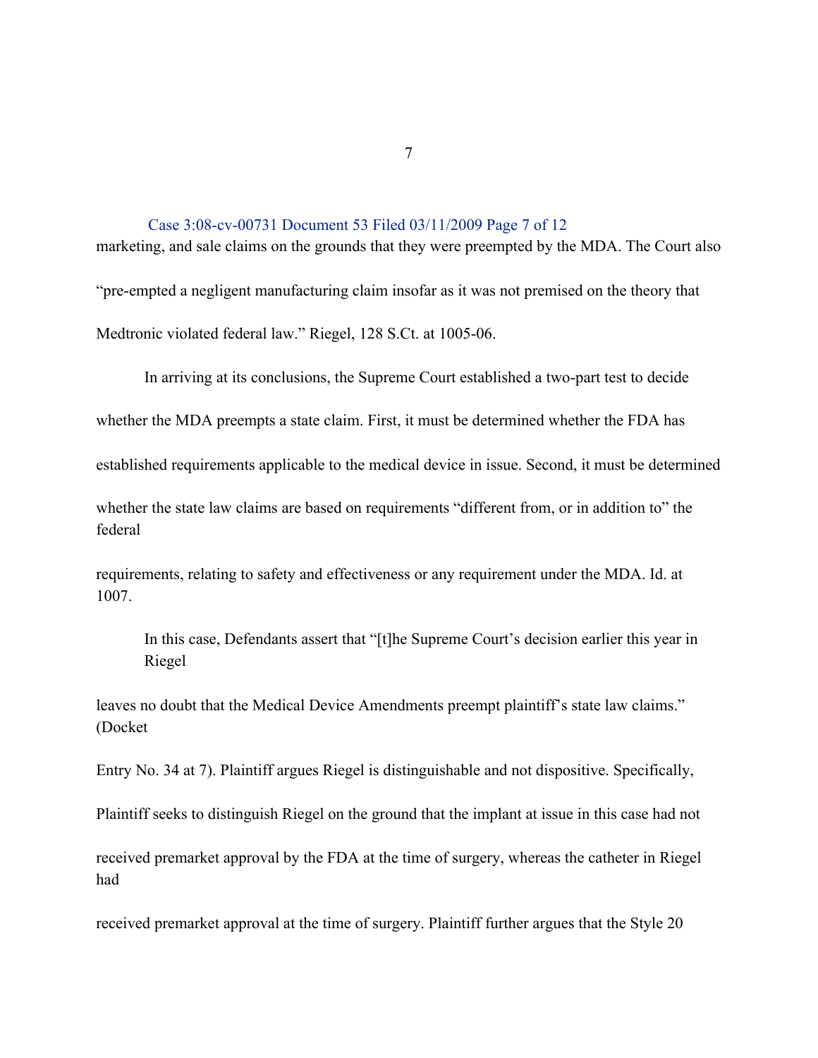marketing, and sale claims on the grounds that they were preempted by the MDA. The Court also "pre-empted a negligent manufacturing claim insofar as it was not premised on the theory that Medtronic violated federal law." Riegel, 128 S.Ct. at 1005-06.

In arriving at its conclusions, the Supreme Court established a two-part test to decide whether the MDA preempts a state claim. First, it must be determined whether the FDA has established requirements applicable to the medical device in issue. Second, it must be determined whether the state law claims are based on requirements "different from, or in addition to" the federal requirements, relating to safety and effectiveness or any requirement under the MDA. Id. at 1007.

In this case, Defendants assert that "[t]he Supreme Court's decision earlier this year in Riegel leaves no doubt that the Medical Device Amendments preempt plaintiff's state law claims." (Docket Entry No. 34 at 7). Plaintiff argues Riegel is distinguishable and not dispositive. Specifically, Plaintiff seeks to distinguish Riegel on the ground that the implant at issue in this case had not received premarket approval by the FDA at the time of surgery, whereas the catheter in Riegel had received premarket approval at the time of surgery. Plaintiff further argues that the Style 20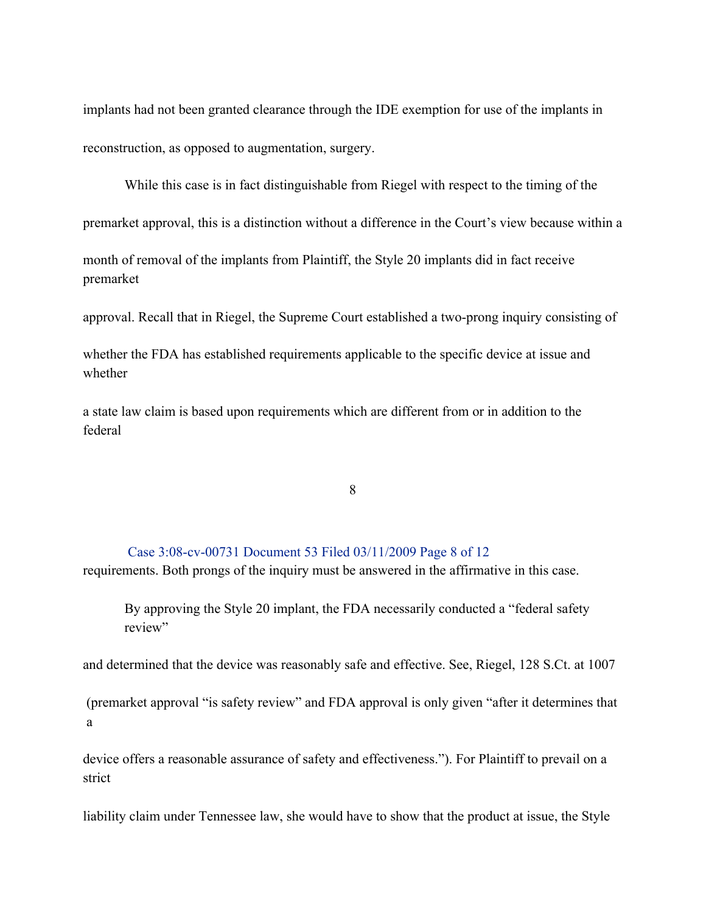implants had not been granted clearance through the IDE exemption for use of the implants in reconstruction, as opposed to augmentation, surgery.

While this case is in fact distinguishable from Riegel with respect to the timing of the premarket approval, this is a distinction without a difference in the Court's view because within a month of removal of the implants from Plaintiff, the Style 20 implants did in fact receive premarket approval. Recall that in Riegel, the Supreme Court established a two-prong inquiry consisting of whether the FDA has established requirements applicable to the specific device at issue and whether a state law claim is based upon requirements which are different from or in addition to the federal requirements. Both prongs of the inquiry must be answered in the affirmative in this case.

By approving the Style 20 implant, the FDA necessarily conducted a "federal safety review" and determined that the device was reasonably safe and effective. See, Riegel, 128 S.Ct. at 1007 (premarket approval "is safety review" and FDA approval is only given "after it determines that a device offers a reasonable assurance of safety and effectiveness."). For Plaintiff to prevail on a strict liability claim under Tennessee law, she would have to show that the product at issue, the Style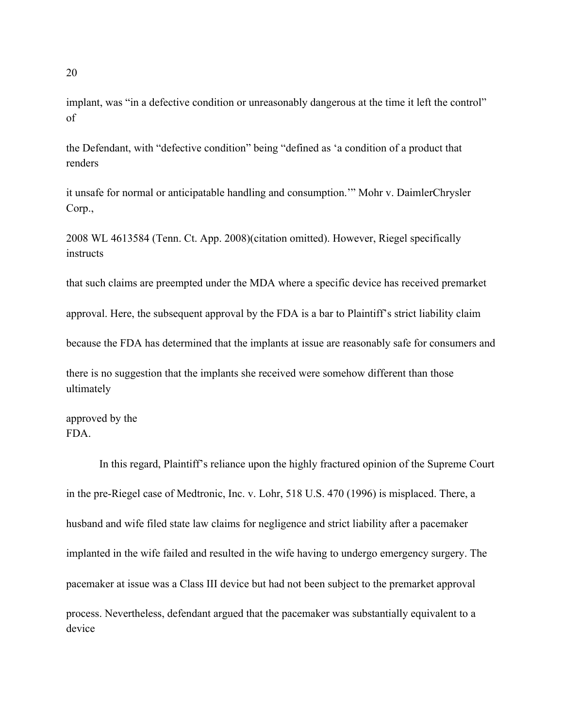implant, was "in a defective condition or unreasonably dangerous at the time it left the control" of the Defendant, with "defective condition" being "defined as 'a condition of a product that renders it unsafe for normal or anticipatable handling and consumption.'" Mohr v. DaimlerChrysler Corp., 2008 WL 4613584 (Tenn. Ct. App. 2008)(citation omitted). However, Riegel specifically instructs that such claims are preempted under the MDA where a specific device has received premarket approval. Here, the subsequent approval by the FDA is a bar to Plaintiff's strict liability claim because the FDA has determined that the implants at issue are reasonably safe for consumers and there is no suggestion that the implants she received were somehow different than those ultimately approved by the FDA.

In this regard, Plaintiff's reliance upon the highly fractured opinion of the Supreme Court in the pre-Riegel case of Medtronic, Inc. v. Lohr, 518 U.S. 470 (1996) is misplaced. There, a husband and wife filed state law claims for negligence and strict liability after a pacemaker implanted in the wife failed and resulted in the wife having to undergo emergency surgery. The pacemaker at issue was a Class III device but had not been subject to the premarket approval process. Nevertheless, defendant argued that the pacemaker was substantially equivalent to a device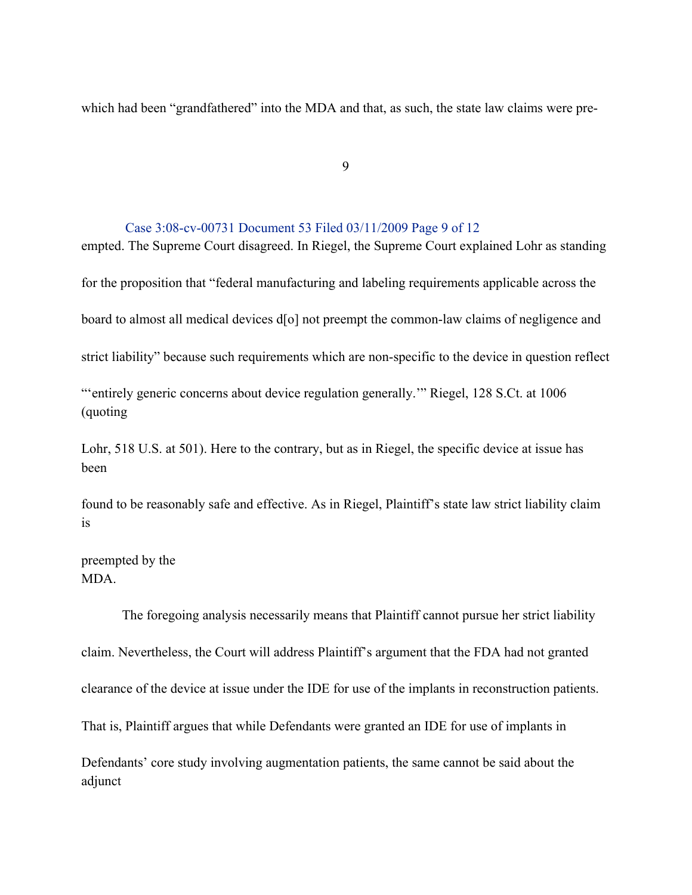which had been "grandfathered" into the MDA and that, as such, the state law claims were pre-empted. The Supreme Court disagreed. In Riegel, the Supreme Court explained Lohr as standing for the proposition that "federal manufacturing and labeling requirements applicable across the board to almost all medical devices d[o] not preempt the common-law claims of negligence and strict liability" because such requirements which are non-specific to the device in question reflect "'entirely generic concerns about device regulation generally.'" Riegel, 128 S.Ct. at 1006 (quoting Lohr, 518 U.S. at 501). Here to the contrary, but as in Riegel, the specific device at issue has been found to be reasonably safe and effective. As in Riegel, Plaintiff's state law strict liability claim is preempted by the MDA.

The foregoing analysis necessarily means that Plaintiff cannot pursue her strict liability claim. Nevertheless, the Court will address Plaintiff's argument that the FDA had not granted clearance of the device at issue under the IDE for use of the implants in reconstruction patients. That is, Plaintiff argues that while Defendants were granted an IDE for use of implants in Defendants' core study involving augmentation patients, the same cannot be said about the adjunct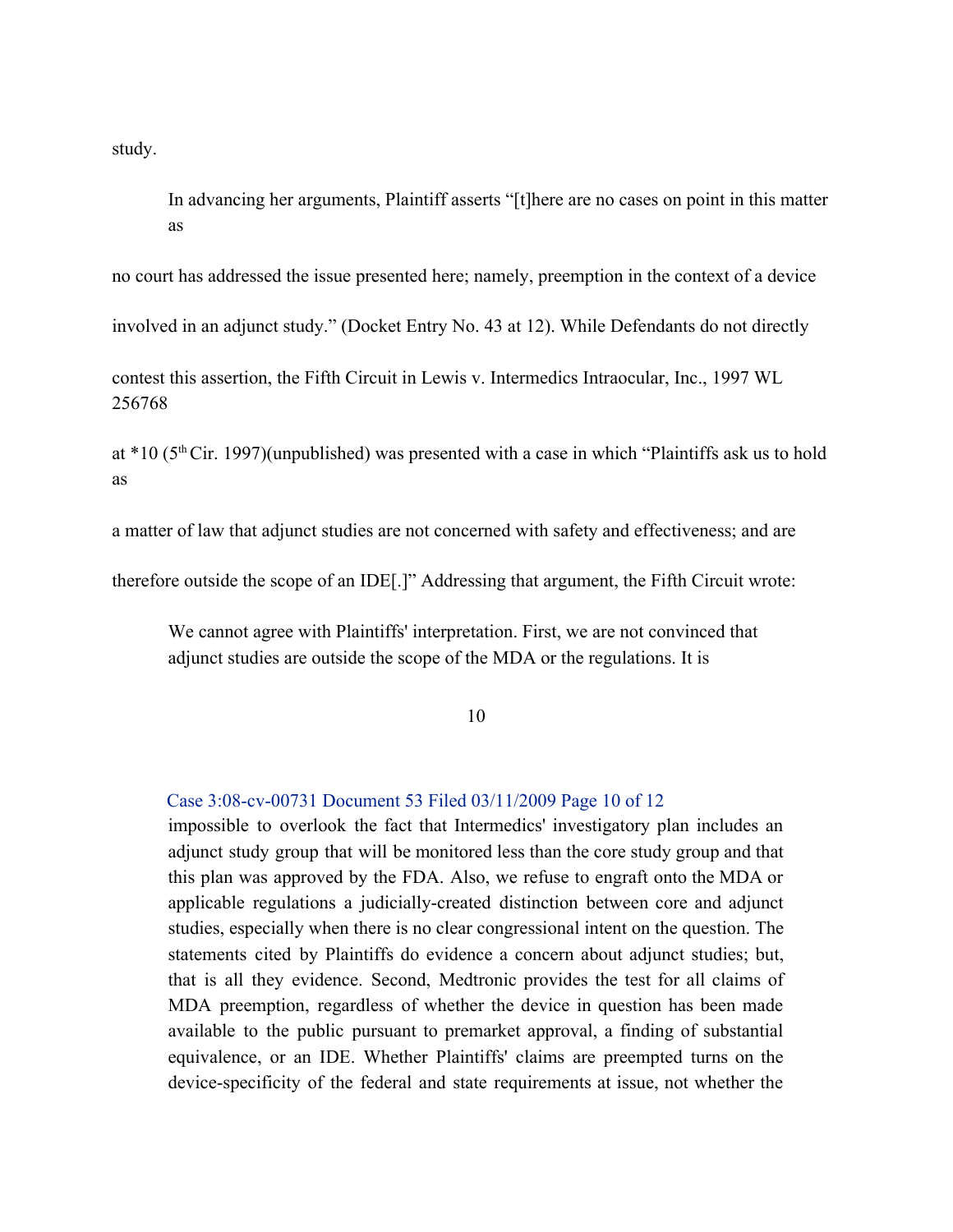study.

In advancing her arguments, Plaintiff asserts "[t]here are no cases on point in this matter as no court has addressed the issue presented here; namely, preemption in the context of a device involved in an adjunct study." (Docket Entry No. 43 at 12). While Defendants do not directly contest this assertion, the Fifth Circuit in Lewis v. Intermedics Intraocular, Inc., 1997 WL 256768 at *10 (5th Cir. 1997)(unpublished) was presented with a case in which "Plaintiffs ask us to hold as a matter of law that adjunct studies are not concerned with safety and effectiveness; and are therefore outside the scope of an IDE[.]" Addressing that argument, the Fifth Circuit wrote:

> We cannot agree with Plaintiffs' interpretation. First, we are not convinced that adjunct studies are outside the scope of the MDA or the regulations. It is impossible to overlook the fact that Intermedics' investigatory plan includes an adjunct study group that will be monitored less than the core study group and that this plan was approved by the FDA. Also, we refuse to engraft onto the MDA or applicable regulations a judicially-created distinction between core and adjunct studies, especially when there is no clear congressional intent on the question. The statements cited by Plaintiffs do evidence a concern about adjunct studies; but, that is all they evidence. Second, Medtronic provides the test for all claims of MDA preemption, regardless of whether the device in question has been made available to the public pursuant to premarket approval, a finding of substantial equivalence, or an IDE. Whether Plaintiffs' claims are preempted turns on the device-specificity of the federal and state requirements at issue, not whether the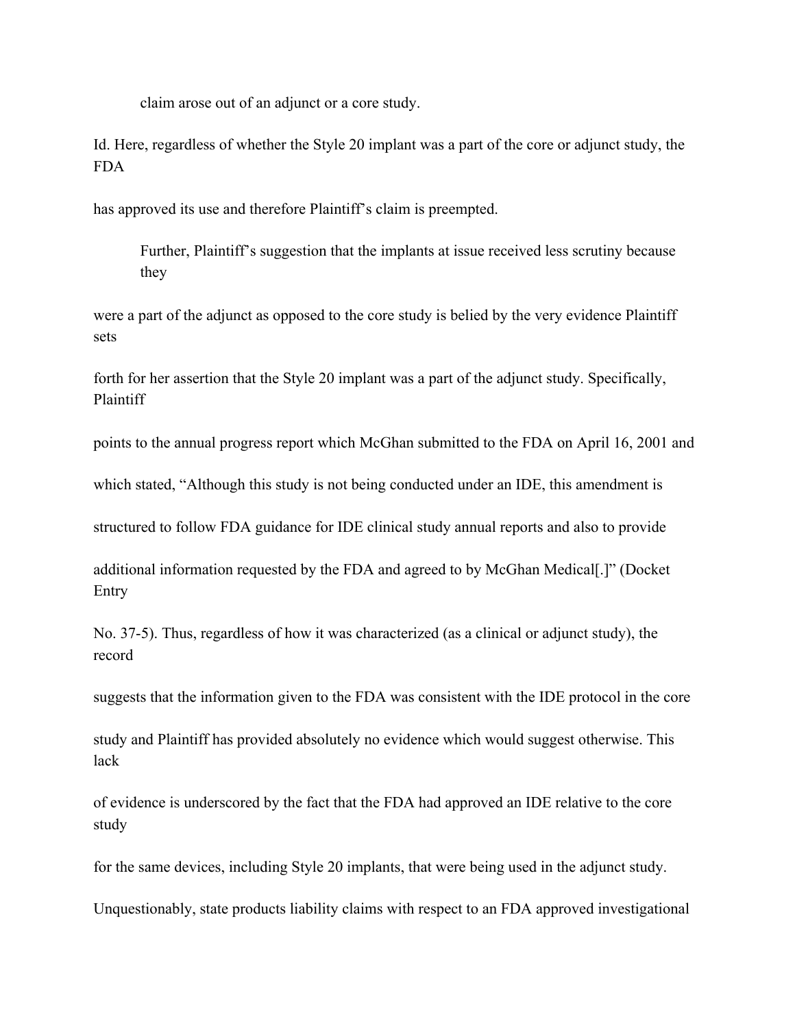claim arose out of an adjunct or a core study.

Id. Here, regardless of whether the Style 20 implant was a part of the core or adjunct study, the FDA has approved its use and therefore Plaintiff's claim is preempted.

Further, Plaintiff's suggestion that the implants at issue received less scrutiny because they were a part of the adjunct as opposed to the core study is belied by the very evidence Plaintiff sets forth for her assertion that the Style 20 implant was a part of the adjunct study. Specifically, Plaintiff points to the annual progress report which McGhan submitted to the FDA on April 16, 2001 and which stated, "Although this study is not being conducted under an IDE, this amendment is structured to follow FDA guidance for IDE clinical study annual reports and also to provide additional information requested by the FDA and agreed to by McGhan Medical[.]" (Docket Entry No. 37-5). Thus, regardless of how it was characterized (as a clinical or adjunct study), the record suggests that the information given to the FDA was consistent with the IDE protocol in the core study and Plaintiff has provided absolutely no evidence which would suggest otherwise. This lack of evidence is underscored by the fact that the FDA had approved an IDE relative to the core study for the same devices, including Style 20 implants, that were being used in the adjunct study.

Unquestionably, state products liability claims with respect to an FDA approved investigational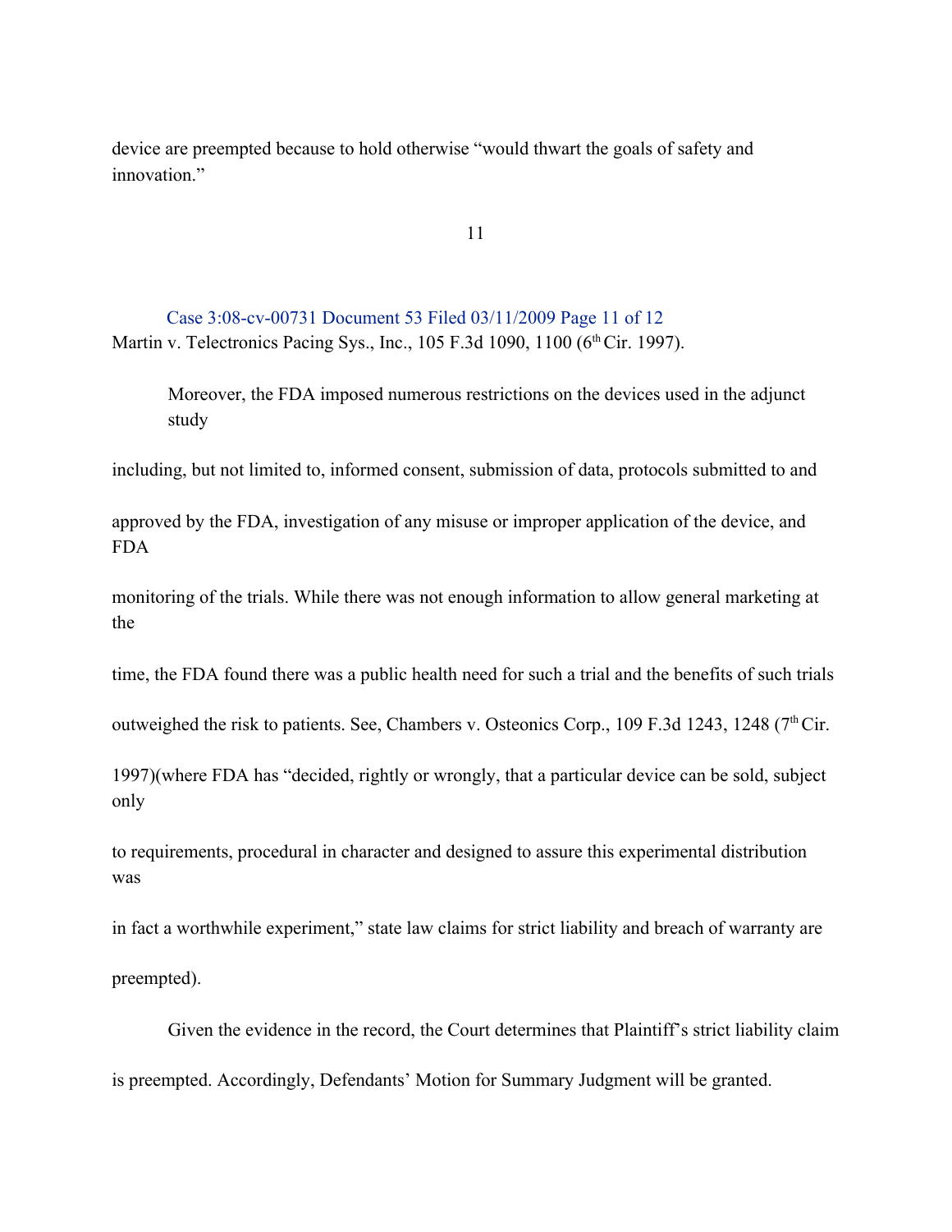device are preempted because to hold otherwise "would thwart the goals of safety and innovation."

Martin v. Telectronics Pacing Sys., Inc., 105 F.3d 1090, 1100 (6th Cir. 1997).

Moreover, the FDA imposed numerous restrictions on the devices used in the adjunct study including, but not limited to, informed consent, submission of data, protocols submitted to and approved by the FDA, investigation of any misuse or improper application of the device, and FDA monitoring of the trials. While there was not enough information to allow general marketing at the time, the FDA found there was a public health need for such a trial and the benefits of such trials outweighed the risk to patients. See, Chambers v. Osteonics Corp., 109 F.3d 1243, 1248 (7th Cir. 1997)(where FDA has "decided, rightly or wrongly, that a particular device can be sold, subject only to requirements, procedural in character and designed to assure this experimental distribution was in fact a worthwhile experiment," state law claims for strict liability and breach of warranty are preempted).

Given the evidence in the record, the Court determines that Plaintiff's strict liability claim is preempted. Accordingly, Defendants' Motion for Summary Judgment will be granted.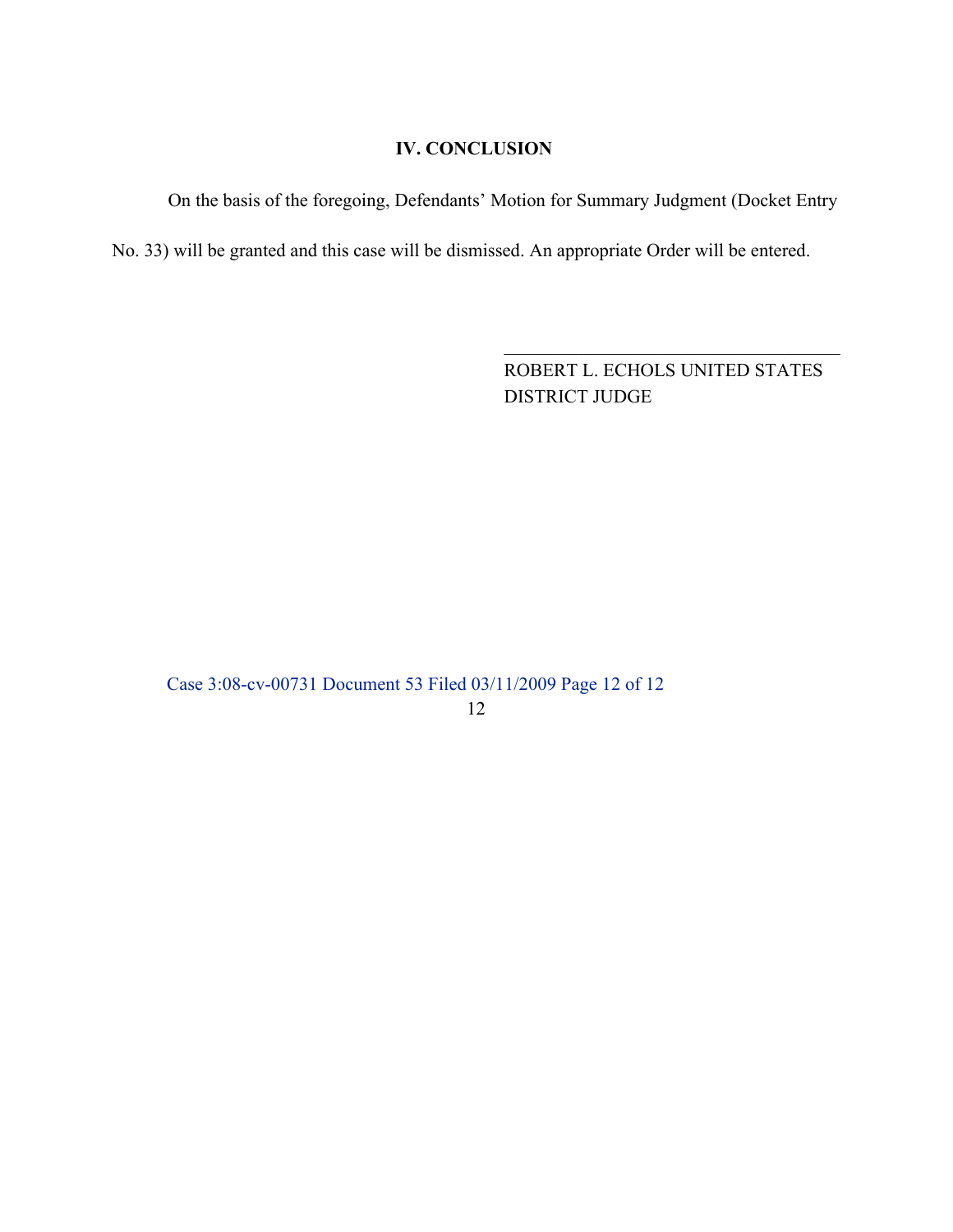## IV. CONCLUSION

On the basis of the foregoing, Defendants' Motion for Summary Judgment (Docket Entry No. 33) will be granted and this case will be dismissed. An appropriate Order will be entered.

\_\_\_\_\_\_\_\_\_\_\_\_\_\_\_\_\_\_\_\_\_\_\_\_\_\_\_\_\_\_\_\_\_\_\_\_\_\_\_\_

ROBERT L. ECHOLS UNITED STATES DISTRICT JUDGE